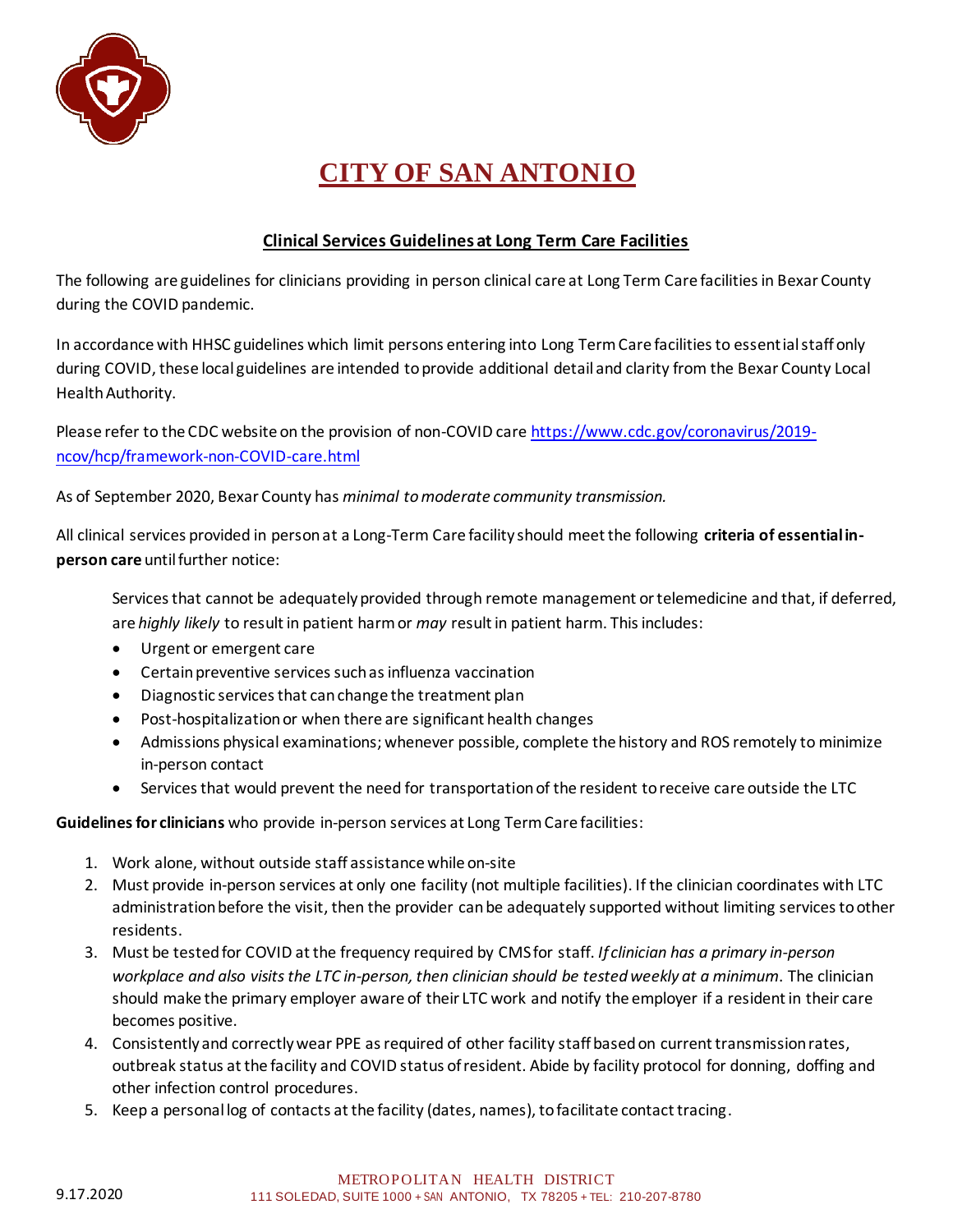# CITY OF SAN ANTONIO

## Clinical Services Guidelines at Long Term Care Facilities

The following are guidelines for clinicians providing in person clinical care at Long Term Care facilities in Bexar County during the COVID pandemic.

In accordance with HHSC guidelines which limit persons entering into Long Term Care facilities to essential staff only during COVID, these local guidelines are intended to provide additional detail and clarity from the Bexar County Local Health Authority.

Please refer to the CDC website on the provision of non-COVID care https://www.cdc.gov/coronavirus/2019-ncov/hcp/framework-non-COVID-care.html

As of September 2020, Bexar County has *minimal to moderate community transmission.*

All clinical services provided in person at a Long-Term Care facility should meet the following **criteria of essential in-person care** until further notice:

> Services that cannot be adequately provided through remote management or telemedicine and that, if deferred, are *highly likely* to result in patient harm or *may* result in patient harm. This includes:
>
> - Urgent or emergent care
> - Certain preventive services such as influenza vaccination
> - Diagnostic services that can change the treatment plan
> - Post-hospitalization or when there are significant health changes
> - Admissions physical examinations; whenever possible, complete the history and ROS remotely to minimize in-person contact
> - Services that would prevent the need for transportation of the resident to receive care outside the LTC

**Guidelines for clinicians** who provide in-person services at Long Term Care facilities:

1. Work alone, without outside staff assistance while on-site
2. Must provide in-person services at only one facility (not multiple facilities). If the clinician coordinates with LTC administration before the visit, then the provider can be adequately supported without limiting services to other residents.
3. Must be tested for COVID at the frequency required by CMS for staff. *If clinician has a primary in-person workplace and also visits the LTC in-person, then clinician should be tested weekly at a minimum*. The clinician should make the primary employer aware of their LTC work and notify the employer if a resident in their care becomes positive.
4. Consistently and correctly wear PPE as required of other facility staff based on current transmission rates, outbreak status at the facility and COVID status of resident. Abide by facility protocol for donning, doffing and other infection control procedures.
5. Keep a personal log of contacts at the facility (dates, names), to facilitate contact tracing.

9.17.2020

METROPOLITAN HEALTH DISTRICT
111 SOLEDAD, SUITE 1000 + SAN ANTONIO, TX 78205 + TEL: 210-207-8780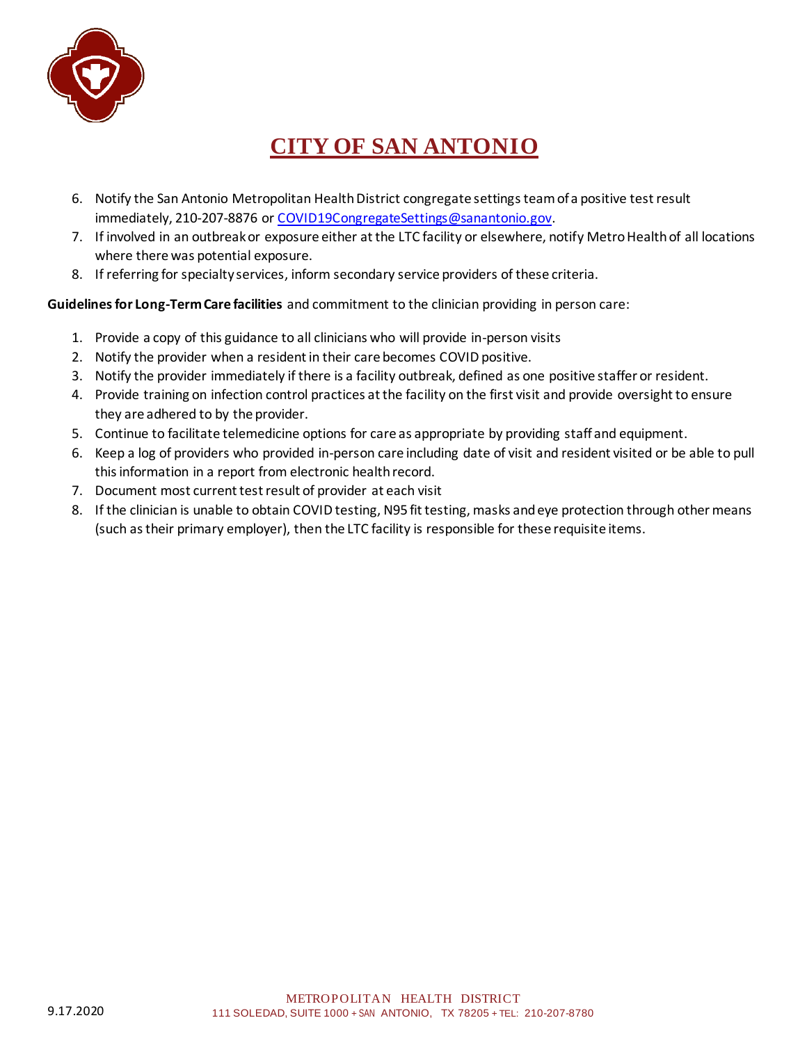# CITY OF SAN ANTONIO

6. Notify the San Antonio Metropolitan Health District congregate settings team of a positive test result immediately, 210-207-8876 or COVID19CongregateSettings@sanantonio.gov.
7. If involved in an outbreak or exposure either at the LTC facility or elsewhere, notify Metro Health of all locations where there was potential exposure.
8. If referring for specialty services, inform secondary service providers of these criteria.

**Guidelines for Long-Term Care facilities** and commitment to the clinician providing in person care:

1. Provide a copy of this guidance to all clinicians who will provide in-person visits
2. Notify the provider when a resident in their care becomes COVID positive.
3. Notify the provider immediately if there is a facility outbreak, defined as one positive staffer or resident.
4. Provide training on infection control practices at the facility on the first visit and provide oversight to ensure they are adhered to by the provider.
5. Continue to facilitate telemedicine options for care as appropriate by providing staff and equipment.
6. Keep a log of providers who provided in-person care including date of visit and resident visited or be able to pull this information in a report from electronic health record.
7. Document most current test result of provider at each visit
8. If the clinician is unable to obtain COVID testing, N95 fit testing, masks and eye protection through other means (such as their primary employer), then the LTC facility is responsible for these requisite items.

9.17.2020

METROPOLITAN HEALTH DISTRICT
111 SOLEDAD, SUITE 1000 + SAN ANTONIO, TX 78205 + TEL: 210-207-8780